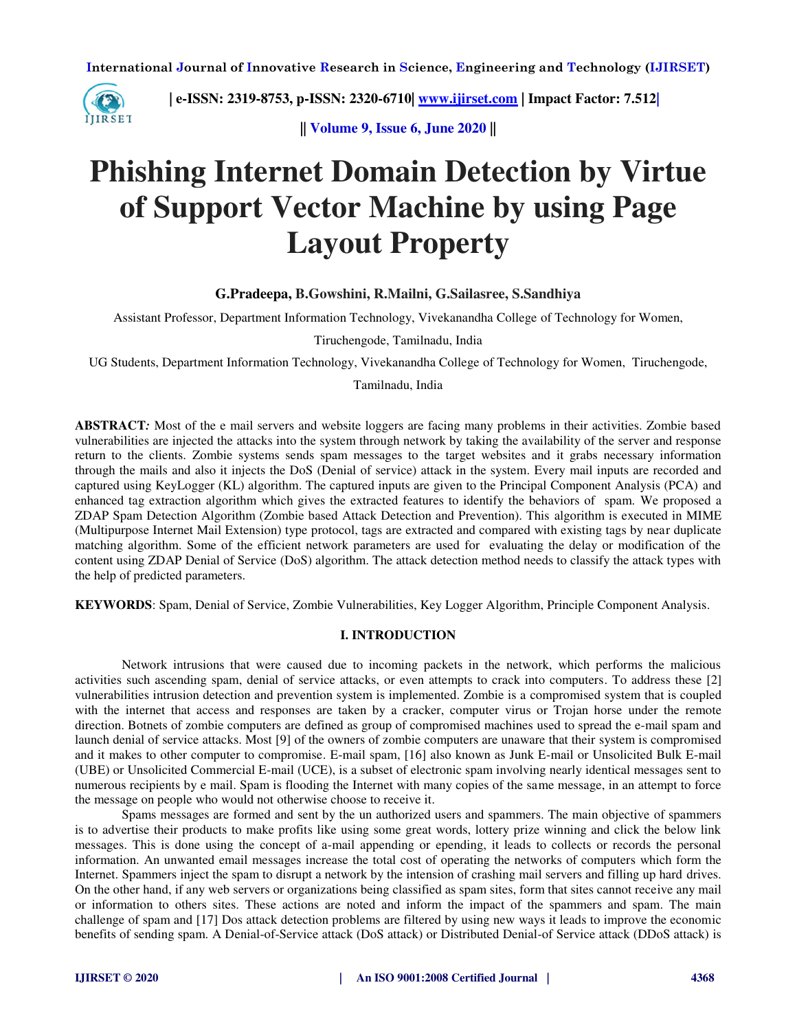# Phishing Internet Domain Detection by Virtue of Support Vector Machine by using Page Layout Property

**G.Pradeepa, B.Gowshini, R.Mailni, G.Sailasree, S.Sandhiya**

Assistant Professor, Department Information Technology, Vivekanandha College of Technology for Women, Tiruchengode, Tamilnadu, India

UG Students, Department Information Technology, Vivekanandha College of Technology for Women, Tiruchengode, Tamilnadu, India

**ABSTRACT***:* Most of the e mail servers and website loggers are facing many problems in their activities. Zombie based vulnerabilities are injected the attacks into the system through network by taking the availability of the server and response return to the clients. Zombie systems sends spam messages to the target websites and it grabs necessary information through the mails and also it injects the DoS (Denial of service) attack in the system. Every mail inputs are recorded and captured using KeyLogger (KL) algorithm. The captured inputs are given to the Principal Component Analysis (PCA) and enhanced tag extraction algorithm which gives the extracted features to identify the behaviors of spam. We proposed a ZDAP Spam Detection Algorithm (Zombie based Attack Detection and Prevention). This algorithm is executed in MIME (Multipurpose Internet Mail Extension) type protocol, tags are extracted and compared with existing tags by near duplicate matching algorithm. Some of the efficient network parameters are used for evaluating the delay or modification of the content using ZDAP Denial of Service (DoS) algorithm. The attack detection method needs to classify the attack types with the help of predicted parameters.

**KEYWORDS**: Spam, Denial of Service, Zombie Vulnerabilities, Key Logger Algorithm, Principle Component Analysis.

## I. INTRODUCTION

Network intrusions that were caused due to incoming packets in the network, which performs the malicious activities such ascending spam, denial of service attacks, or even attempts to crack into computers. To address these [2] vulnerabilities intrusion detection and prevention system is implemented. Zombie is a compromised system that is coupled with the internet that access and responses are taken by a cracker, computer virus or Trojan horse under the remote direction. Botnets of zombie computers are defined as group of compromised machines used to spread the e-mail spam and launch denial of service attacks. Most [9] of the owners of zombie computers are unaware that their system is compromised and it makes to other computer to compromise. E-mail spam, [16] also known as Junk E-mail or Unsolicited Bulk E-mail (UBE) or Unsolicited Commercial E-mail (UCE), is a subset of electronic spam involving nearly identical messages sent to numerous recipients by e mail. Spam is flooding the Internet with many copies of the same message, in an attempt to force the message on people who would not otherwise choose to receive it.

Spams messages are formed and sent by the un authorized users and spammers. The main objective of spammers is to advertise their products to make profits like using some great words, lottery prize winning and click the below link messages. This is done using the concept of a-mail appending or epending, it leads to collects or records the personal information. An unwanted email messages increase the total cost of operating the networks of computers which form the Internet. Spammers inject the spam to disrupt a network by the intension of crashing mail servers and filling up hard drives. On the other hand, if any web servers or organizations being classified as spam sites, form that sites cannot receive any mail or information to others sites. These actions are noted and inform the impact of the spammers and spam. The main challenge of spam and [17] Dos attack detection problems are filtered by using new ways it leads to improve the economic benefits of sending spam. A Denial-of-Service attack (DoS attack) or Distributed Denial-of Service attack (DDoS attack) is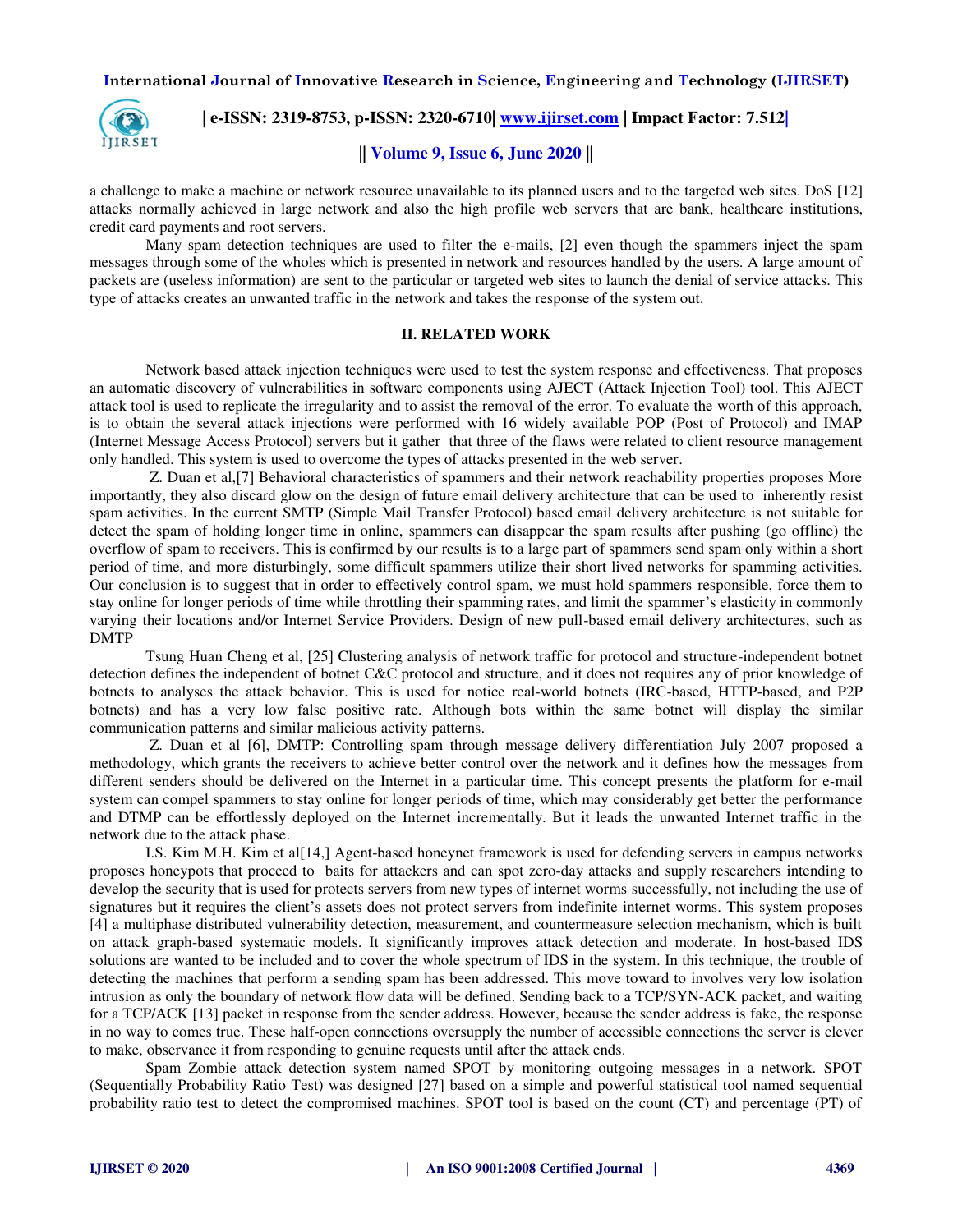a challenge to make a machine or network resource unavailable to its planned users and to the targeted web sites. DoS [12] attacks normally achieved in large network and also the high profile web servers that are bank, healthcare institutions, credit card payments and root servers.

Many spam detection techniques are used to filter the e-mails, [2] even though the spammers inject the spam messages through some of the wholes which is presented in network and resources handled by the users. A large amount of packets are (useless information) are sent to the particular or targeted web sites to launch the denial of service attacks. This type of attacks creates an unwanted traffic in the network and takes the response of the system out.

## II. RELATED WORK

Network based attack injection techniques were used to test the system response and effectiveness. That proposes an automatic discovery of vulnerabilities in software components using AJECT (Attack Injection Tool) tool. This AJECT attack tool is used to replicate the irregularity and to assist the removal of the error. To evaluate the worth of this approach, is to obtain the several attack injections were performed with 16 widely available POP (Post of Protocol) and IMAP (Internet Message Access Protocol) servers but it gather that three of the flaws were related to client resource management only handled. This system is used to overcome the types of attacks presented in the web server.

Z. Duan et al,[7] Behavioral characteristics of spammers and their network reachability properties proposes More importantly, they also discard glow on the design of future email delivery architecture that can be used to inherently resist spam activities. In the current SMTP (Simple Mail Transfer Protocol) based email delivery architecture is not suitable for detect the spam of holding longer time in online, spammers can disappear the spam results after pushing (go offline) the overflow of spam to receivers. This is confirmed by our results is to a large part of spammers send spam only within a short period of time, and more disturbingly, some difficult spammers utilize their short lived networks for spamming activities. Our conclusion is to suggest that in order to effectively control spam, we must hold spammers responsible, force them to stay online for longer periods of time while throttling their spamming rates, and limit the spammer's elasticity in commonly varying their locations and/or Internet Service Providers. Design of new pull-based email delivery architectures, such as DMTP

Tsung Huan Cheng et al, [25] Clustering analysis of network traffic for protocol and structure-independent botnet detection defines the independent of botnet C&C protocol and structure, and it does not requires any of prior knowledge of botnets to analyses the attack behavior. This is used for notice real-world botnets (IRC-based, HTTP-based, and P2P botnets) and has a very low false positive rate. Although bots within the same botnet will display the similar communication patterns and similar malicious activity patterns.

Z. Duan et al [6], DMTP: Controlling spam through message delivery differentiation July 2007 proposed a methodology, which grants the receivers to achieve better control over the network and it defines how the messages from different senders should be delivered on the Internet in a particular time. This concept presents the platform for e-mail system can compel spammers to stay online for longer periods of time, which may considerably get better the performance and DTMP can be effortlessly deployed on the Internet incrementally. But it leads the unwanted Internet traffic in the network due to the attack phase.

I.S. Kim M.H. Kim et al[14,] Agent-based honeynet framework is used for defending servers in campus networks proposes honeypots that proceed to baits for attackers and can spot zero-day attacks and supply researchers intending to develop the security that is used for protects servers from new types of internet worms successfully, not including the use of signatures but it requires the client's assets does not protect servers from indefinite internet worms. This system proposes [4] a multiphase distributed vulnerability detection, measurement, and countermeasure selection mechanism, which is built on attack graph-based systematic models. It significantly improves attack detection and moderate. In host-based IDS solutions are wanted to be included and to cover the whole spectrum of IDS in the system. In this technique, the trouble of detecting the machines that perform a sending spam has been addressed. This move toward to involves very low isolation intrusion as only the boundary of network flow data will be defined. Sending back to a TCP/SYN-ACK packet, and waiting for a TCP/ACK [13] packet in response from the sender address. However, because the sender address is fake, the response in no way to comes true. These half-open connections oversupply the number of accessible connections the server is clever to make, observance it from responding to genuine requests until after the attack ends.

Spam Zombie attack detection system named SPOT by monitoring outgoing messages in a network. SPOT (Sequentially Probability Ratio Test) was designed [27] based on a simple and powerful statistical tool named sequential probability ratio test to detect the compromised machines. SPOT tool is based on the count (CT) and percentage (PT) of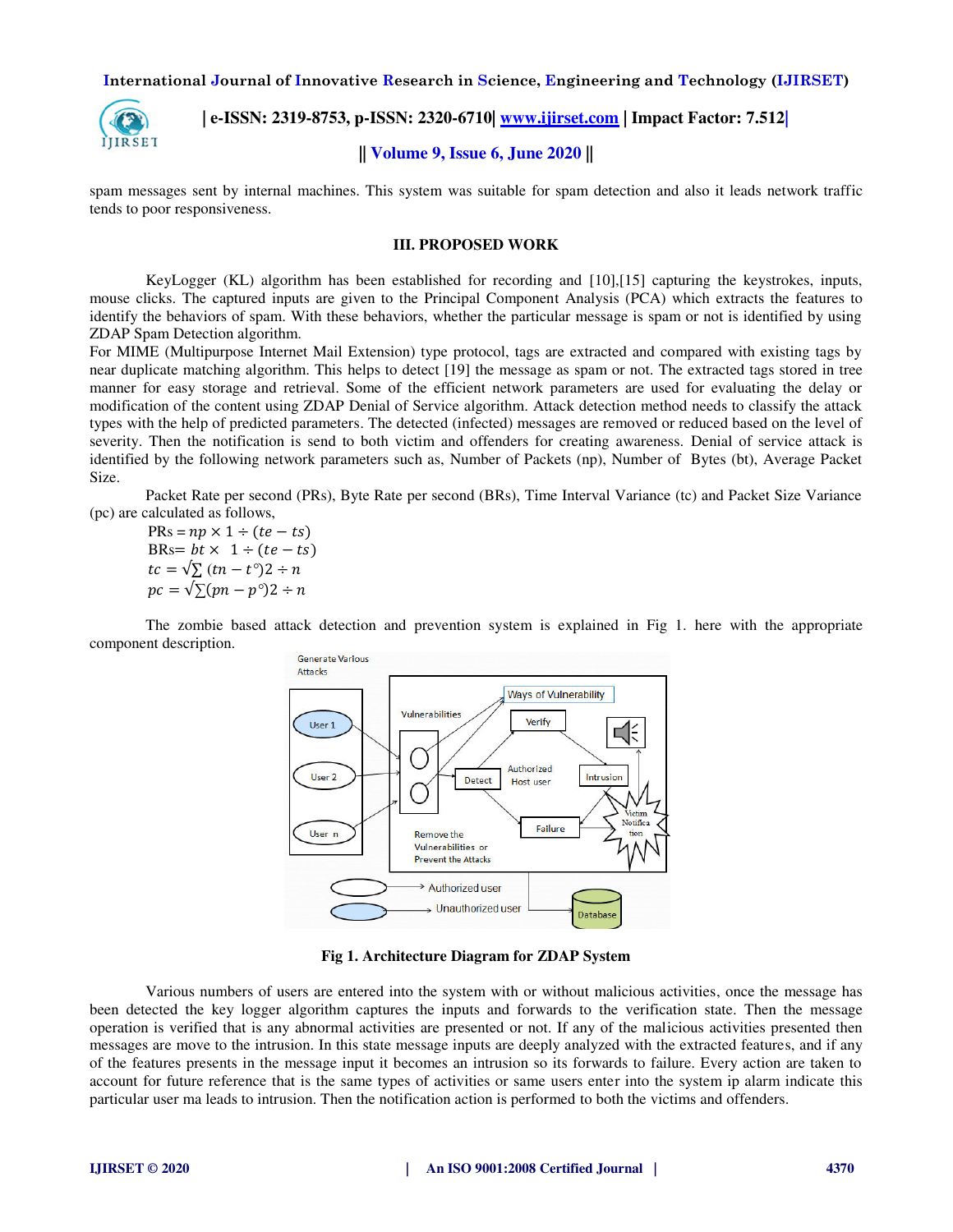spam messages sent by internal machines. This system was suitable for spam detection and also it leads network traffic tends to poor responsiveness.

## III. PROPOSED WORK

KeyLogger (KL) algorithm has been established for recording and [10],[15] capturing the keystrokes, inputs, mouse clicks. The captured inputs are given to the Principal Component Analysis (PCA) which extracts the features to identify the behaviors of spam. With these behaviors, whether the particular message is spam or not is identified by using ZDAP Spam Detection algorithm.

For MIME (Multipurpose Internet Mail Extension) type protocol, tags are extracted and compared with existing tags by near duplicate matching algorithm. This helps to detect [19] the message as spam or not. The extracted tags stored in tree manner for easy storage and retrieval. Some of the efficient network parameters are used for evaluating the delay or modification of the content using ZDAP Denial of Service algorithm. Attack detection method needs to classify the attack types with the help of predicted parameters. The detected (infected) messages are removed or reduced based on the level of severity. Then the notification is send to both victim and offenders for creating awareness. Denial of service attack is identified by the following network parameters such as, Number of Packets (np), Number of Bytes (bt), Average Packet Size.

Packet Rate per second (PRs), Byte Rate per second (BRs), Time Interval Variance (tc) and Packet Size Variance (pc) are calculated as follows,

$$\text{PRs} = np \times 1 \div (te - ts)$$

$$\text{BRs} = bt \times 1 \div (te - ts)$$

$$tc = \sqrt{\sum} (tn - t^{\circ})2 \div n$$

$$pc = \sqrt{\sum}(pn - p^{\circ})2 \div n$$

The zombie based attack detection and prevention system is explained in Fig 1. here with the appropriate component description.

**Fig 1. Architecture Diagram for ZDAP System**

Various numbers of users are entered into the system with or without malicious activities, once the message has been detected the key logger algorithm captures the inputs and forwards to the verification state. Then the message operation is verified that is any abnormal activities are presented or not. If any of the malicious activities presented then messages are move to the intrusion. In this state message inputs are deeply analyzed with the extracted features, and if any of the features presents in the message input it becomes an intrusion so its forwards to failure. Every action are taken to account for future reference that is the same types of activities or same users enter into the system ip alarm indicate this particular user ma leads to intrusion. Then the notification action is performed to both the victims and offenders.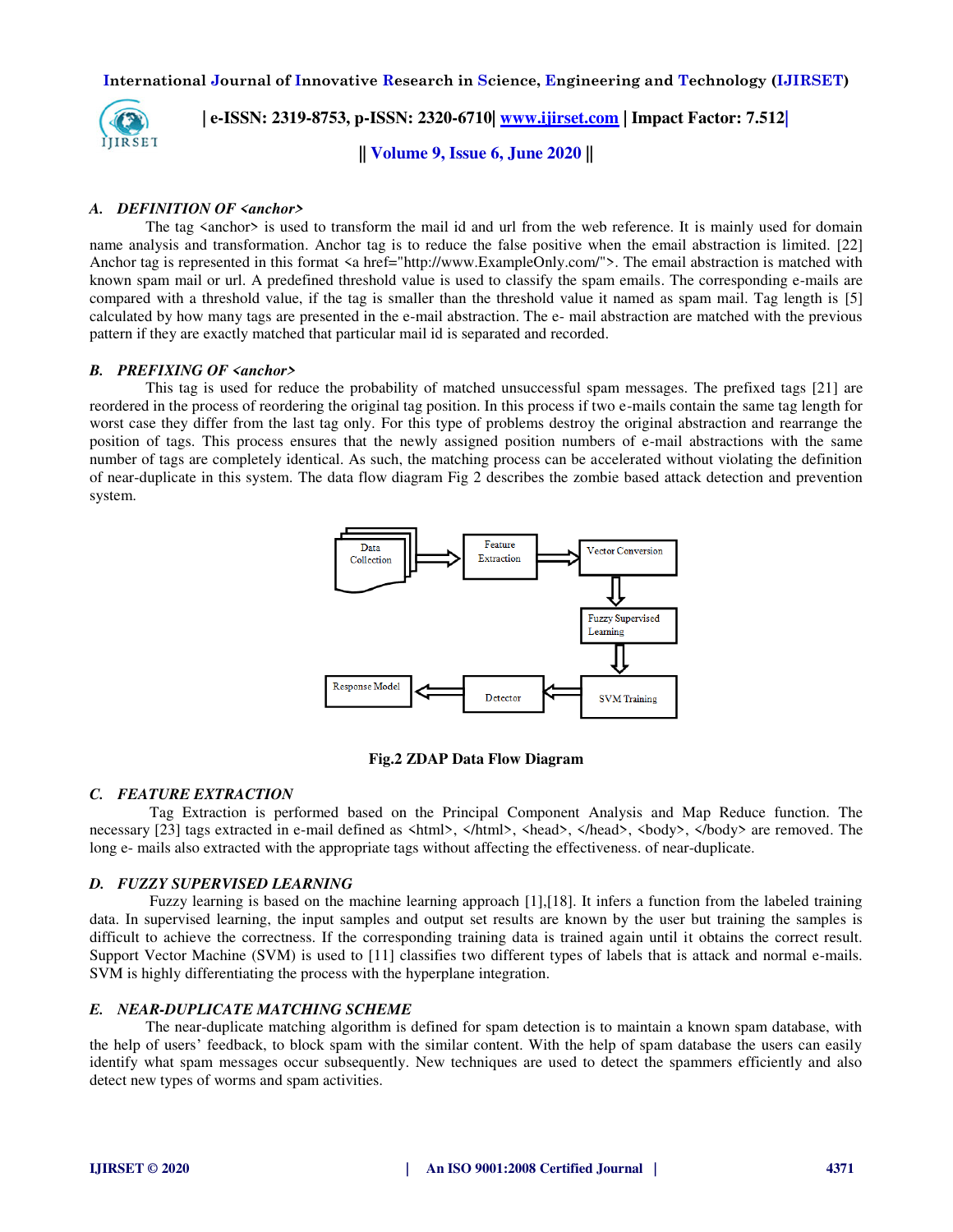### *A. DEFINITION OF <anchor>*

The tag <anchor> is used to transform the mail id and url from the web reference. It is mainly used for domain name analysis and transformation. Anchor tag is to reduce the false positive when the email abstraction is limited. [22] Anchor tag is represented in this format <a href="http://www.ExampleOnly.com/">. The email abstraction is matched with known spam mail or url. A predefined threshold value is used to classify the spam emails. The corresponding e-mails are compared with a threshold value, if the tag is smaller than the threshold value it named as spam mail. Tag length is [5] calculated by how many tags are presented in the e-mail abstraction. The e- mail abstraction are matched with the previous pattern if they are exactly matched that particular mail id is separated and recorded.

### *B. PREFIXING OF <anchor>*

This tag is used for reduce the probability of matched unsuccessful spam messages. The prefixed tags [21] are reordered in the process of reordering the original tag position. In this process if two e-mails contain the same tag length for worst case they differ from the last tag only. For this type of problems destroy the original abstraction and rearrange the position of tags. This process ensures that the newly assigned position numbers of e-mail abstractions with the same number of tags are completely identical. As such, the matching process can be accelerated without violating the definition of near-duplicate in this system. The data flow diagram Fig 2 describes the zombie based attack detection and prevention system.

Data Collection → Feature Extraction → Vector Conversion → Fuzzy Supervised Learning → SVM Training → Detector → Response Model

**Fig.2 ZDAP Data Flow Diagram**

### *C. FEATURE EXTRACTION*

Tag Extraction is performed based on the Principal Component Analysis and Map Reduce function. The necessary [23] tags extracted in e-mail defined as <html>, </html>, <head>, </head>, <body>, </body> are removed. The long e- mails also extracted with the appropriate tags without affecting the effectiveness. of near-duplicate.

### *D. FUZZY SUPERVISED LEARNING*

Fuzzy learning is based on the machine learning approach [1],[18]. It infers a function from the labeled training data. In supervised learning, the input samples and output set results are known by the user but training the samples is difficult to achieve the correctness. If the corresponding training data is trained again until it obtains the correct result. Support Vector Machine (SVM) is used to [11] classifies two different types of labels that is attack and normal e-mails. SVM is highly differentiating the process with the hyperplane integration.

### *E. NEAR-DUPLICATE MATCHING SCHEME*

The near-duplicate matching algorithm is defined for spam detection is to maintain a known spam database, with the help of users' feedback, to block spam with the similar content. With the help of spam database the users can easily identify what spam messages occur subsequently. New techniques are used to detect the spammers efficiently and also detect new types of worms and spam activities.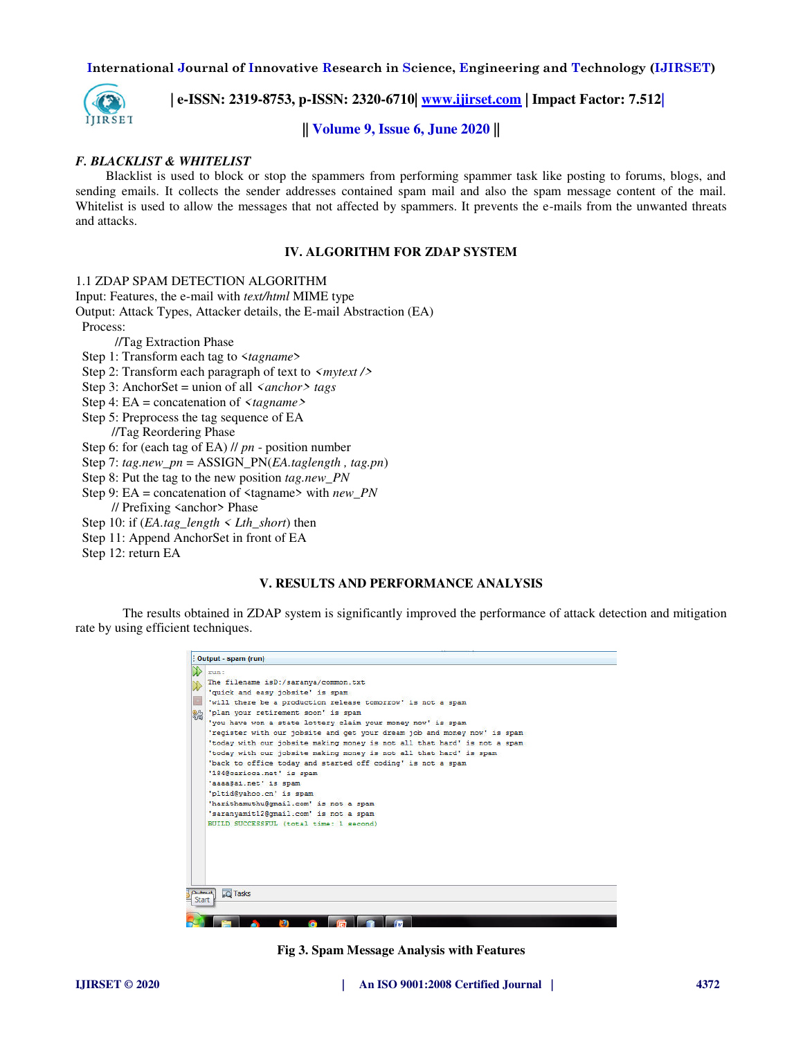### *F. BLACKLIST & WHITELIST*

Blacklist is used to block or stop the spammers from performing spammer task like posting to forums, blogs, and sending emails. It collects the sender addresses contained spam mail and also the spam message content of the mail. Whitelist is used to allow the messages that not affected by spammers. It prevents the e-mails from the unwanted threats and attacks.

## IV. ALGORITHM FOR ZDAP SYSTEM

1.1 ZDAP SPAM DETECTION ALGORITHM

Input: Features, the e-mail with *text/html* MIME type

Output: Attack Types, Attacker details, the E-mail Abstraction (EA)

Process:

//Tag Extraction Phase

Step 1: Transform each tag to <*tagname*>

Step 2: Transform each paragraph of text to <*mytext* />

Step 3: AnchorSet = union of all <*anchor*> *tags*

Step 4: EA = concatenation of <*tagname*>

Step 5: Preprocess the tag sequence of EA

//Tag Reordering Phase

Step 6: for (each tag of EA) // *pn* - position number

Step 7: *tag.new_pn* = ASSIGN_PN(*EA.taglength* , *tag.pn*)

Step 8: Put the tag to the new position *tag.new_PN*

Step 9: EA = concatenation of <tagname> with *new_PN*

// Prefixing <anchor> Phase

Step 10: if (*EA.tag_length* < *Lth_short*) then

Step 11: Append AnchorSet in front of EA

Step 12: return EA

## V. RESULTS AND PERFORMANCE ANALYSIS

The results obtained in ZDAP system is significantly improved the performance of attack detection and mitigation rate by using efficient techniques.

```
Output - spam (run)
run:
The filename isD:/saranya/common.txt
'quick and easy jobsite' is spam
'will there be a production release tomorrow' is not a spam
'plan your retirement soon' is spam
'you have won a state lottery claim your money now' is spam
'register with our jobsite and get your dream job and money now' is spam
'today with our jobsite making money is not all that hard' is not a spam
'today with our jobsite making money is not all that hard' is spam
'back to office today and started off coding' is not a spam
'184@carioca.net' is spam
'aasa@a1.net' is spam
'pltid@yahoo.cn' is spam
'harithamuthu@gmail.com' is not a spam
'saranyamit12@gmail.com' is not a spam
BUILD SUCCESSFUL (total time: 1 second)
```

**Fig 3. Spam Message Analysis with Features**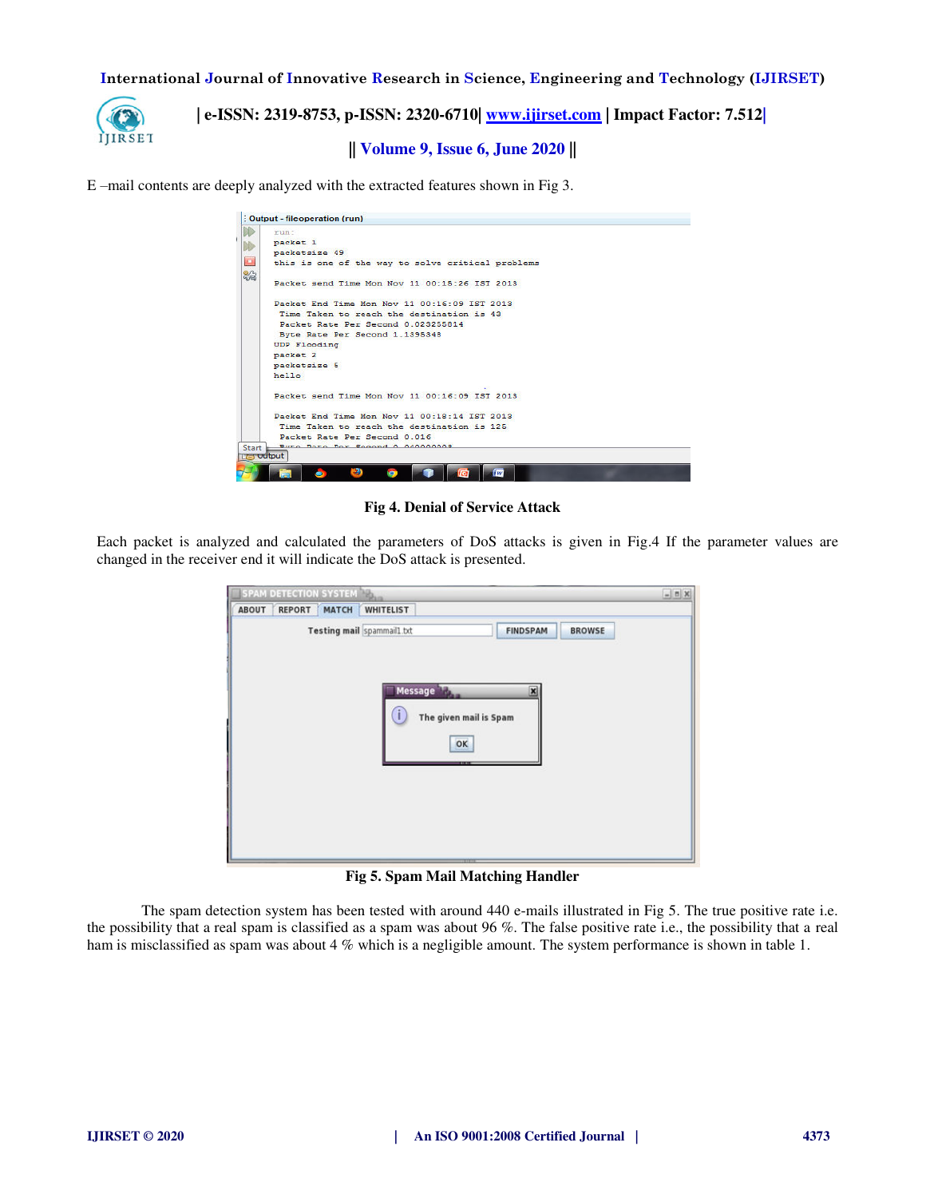E –mail contents are deeply analyzed with the extracted features shown in Fig 3.

**Fig 4. Denial of Service Attack**

Each packet is analyzed and calculated the parameters of DoS attacks is given in Fig.4 If the parameter values are changed in the receiver end it will indicate the DoS attack is presented.

**Fig 5. Spam Mail Matching Handler**

The spam detection system has been tested with around 440 e-mails illustrated in Fig 5. The true positive rate i.e. the possibility that a real spam is classified as a spam was about 96 %. The false positive rate i.e., the possibility that a real ham is misclassified as spam was about 4 % which is a negligible amount. The system performance is shown in table 1.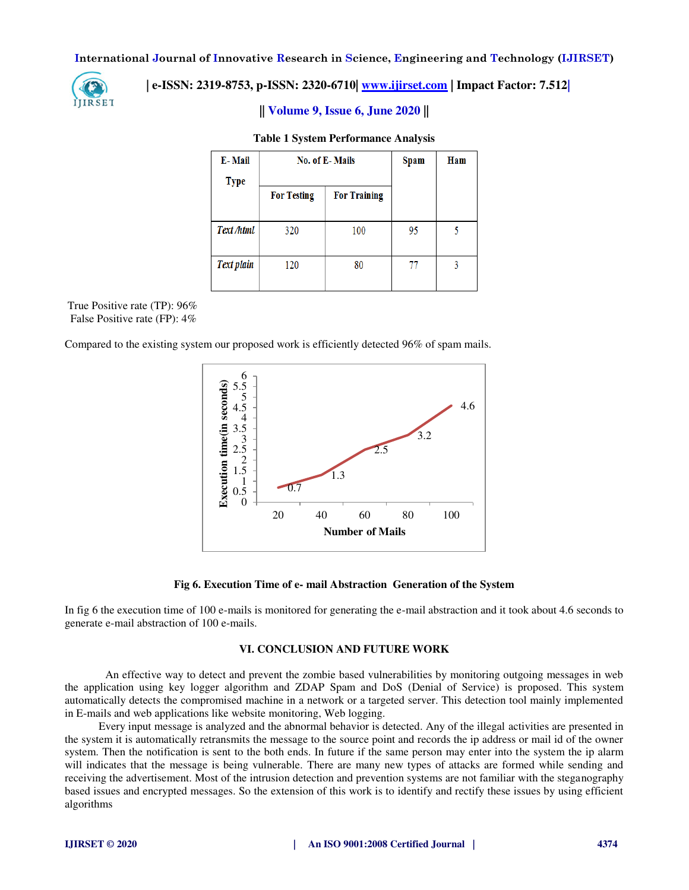**Table 1 System Performance Analysis**

| E- Mail Type | No. of E- Mails | | Spam | Ham |
|---|---|---|---|---|
| | For Testing | For Training | | |
| *Text /html* | 320 | 100 | 95 | 5 |
| *Text plain* | 120 | 80 | 77 | 3 |

True Positive rate (TP): 96%
False Positive rate (FP): 4%

Compared to the existing system our proposed work is efficiently detected 96% of spam mails.

**Fig 6. Execution Time of e- mail Abstraction Generation of the System**

In fig 6 the execution time of 100 e-mails is monitored for generating the e-mail abstraction and it took about 4.6 seconds to generate e-mail abstraction of 100 e-mails.

## VI. CONCLUSION AND FUTURE WORK

An effective way to detect and prevent the zombie based vulnerabilities by monitoring outgoing messages in web the application using key logger algorithm and ZDAP Spam and DoS (Denial of Service) is proposed. This system automatically detects the compromised machine in a network or a targeted server. This detection tool mainly implemented in E-mails and web applications like website monitoring, Web logging.

Every input message is analyzed and the abnormal behavior is detected. Any of the illegal activities are presented in the system it is automatically retransmits the message to the source point and records the ip address or mail id of the owner system. Then the notification is sent to the both ends. In future if the same person may enter into the system the ip alarm will indicates that the message is being vulnerable. There are many new types of attacks are formed while sending and receiving the advertisement. Most of the intrusion detection and prevention systems are not familiar with the steganography based issues and encrypted messages. So the extension of this work is to identify and rectify these issues by using efficient algorithms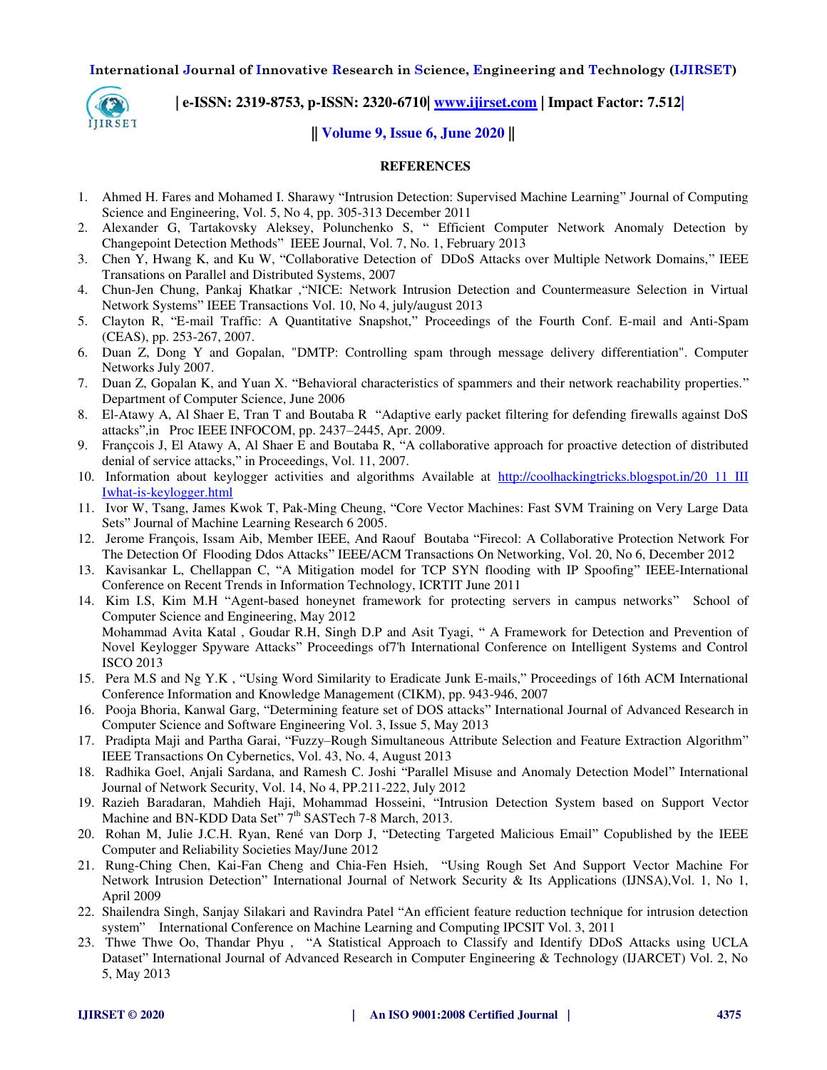## REFERENCES

1. Ahmed H. Fares and Mohamed I. Sharawy "Intrusion Detection: Supervised Machine Learning" Journal of Computing Science and Engineering, Vol. 5, No 4, pp. 305-313 December 2011
2. Alexander G, Tartakovsky Aleksey, Polunchenko S, " Efficient Computer Network Anomaly Detection by Changepoint Detection Methods" IEEE Journal, Vol. 7, No. 1, February 2013
3. Chen Y, Hwang K, and Ku W, "Collaborative Detection of DDoS Attacks over Multiple Network Domains," IEEE Transations on Parallel and Distributed Systems, 2007
4. Chun-Jen Chung, Pankaj Khatkar ,"NICE: Network Intrusion Detection and Countermeasure Selection in Virtual Network Systems" IEEE Transactions Vol. 10, No 4, july/august 2013
5. Clayton R, "E-mail Traffic: A Quantitative Snapshot," Proceedings of the Fourth Conf. E-mail and Anti-Spam (CEAS), pp. 253-267, 2007.
6. Duan Z, Dong Y and Gopalan, "DMTP: Controlling spam through message delivery differentiation". Computer Networks July 2007.
7. Duan Z, Gopalan K, and Yuan X. "Behavioral characteristics of spammers and their network reachability properties." Department of Computer Science, June 2006
8. El-Atawy A, Al Shaer E, Tran T and Boutaba R "Adaptive early packet filtering for defending firewalls against DoS attacks",in Proc IEEE INFOCOM, pp. 2437–2445, Apr. 2009.
9. Frannçcois J, El Atawy A, Al Shaer E and Boutaba R, "A collaborative approach for proactive detection of distributed denial of service attacks," in Proceedings, Vol. 11, 2007.
10. Information about keylogger activities and algorithms Available at http://coolhackingtricks.blogspot.in/20 11 III Iwhat-is-keylogger.html
11. Ivor W, Tsang, James Kwok T, Pak-Ming Cheung, "Core Vector Machines: Fast SVM Training on Very Large Data Sets" Journal of Machine Learning Research 6 2005.
12. Jerome François, Issam Aib, Member IEEE, And Raouf Boutaba "Firecol: A Collaborative Protection Network For The Detection Of Flooding Ddos Attacks" IEEE/ACM Transactions On Networking, Vol. 20, No 6, December 2012
13. Kavisankar L, Chellappan C, "A Mitigation model for TCP SYN flooding with IP Spoofing" IEEE-International Conference on Recent Trends in Information Technology, ICRTIT June 2011
14. Kim I.S, Kim M.H "Agent-based honeynet framework for protecting servers in campus networks" School of Computer Science and Engineering, May 2012
    Mohammad Avita Katal , Goudar R.H, Singh D.P and Asit Tyagi, " A Framework for Detection and Prevention of Novel Keylogger Spyware Attacks" Proceedings of7'h International Conference on Intelligent Systems and Control ISCO 2013
15. Pera M.S and Ng Y.K , "Using Word Similarity to Eradicate Junk E-mails," Proceedings of 16th ACM International Conference Information and Knowledge Management (CIKM), pp. 943-946, 2007
16. Pooja Bhoria, Kanwal Garg, "Determining feature set of DOS attacks" International Journal of Advanced Research in Computer Science and Software Engineering Vol. 3, Issue 5, May 2013
17. Pradipta Maji and Partha Garai, "Fuzzy–Rough Simultaneous Attribute Selection and Feature Extraction Algorithm" IEEE Transactions On Cybernetics, Vol. 43, No. 4, August 2013
18. Radhika Goel, Anjali Sardana, and Ramesh C. Joshi "Parallel Misuse and Anomaly Detection Model" International Journal of Network Security, Vol. 14, No 4, PP.211-222, July 2012
19. Razieh Baradaran, Mahdieh Haji, Mohammad Hosseini, "Intrusion Detection System based on Support Vector Machine and BN-KDD Data Set" 7th SASTech 7-8 March, 2013.
20. Rohan M, Julie J.C.H. Ryan, René van Dorp J, "Detecting Targeted Malicious Email" Copublished by the IEEE Computer and Reliability Societies May/June 2012
21. Rung-Ching Chen, Kai-Fan Cheng and Chia-Fen Hsieh, "Using Rough Set And Support Vector Machine For Network Intrusion Detection" International Journal of Network Security & Its Applications (IJNSA),Vol. 1, No 1, April 2009
22. Shailendra Singh, Sanjay Silakari and Ravindra Patel "An efficient feature reduction technique for intrusion detection system" International Conference on Machine Learning and Computing IPCSIT Vol. 3, 2011
23. Thwe Thwe Oo, Thandar Phyu , "A Statistical Approach to Classify and Identify DDoS Attacks using UCLA Dataset" International Journal of Advanced Research in Computer Engineering & Technology (IJARCET) Vol. 2, No 5, May 2013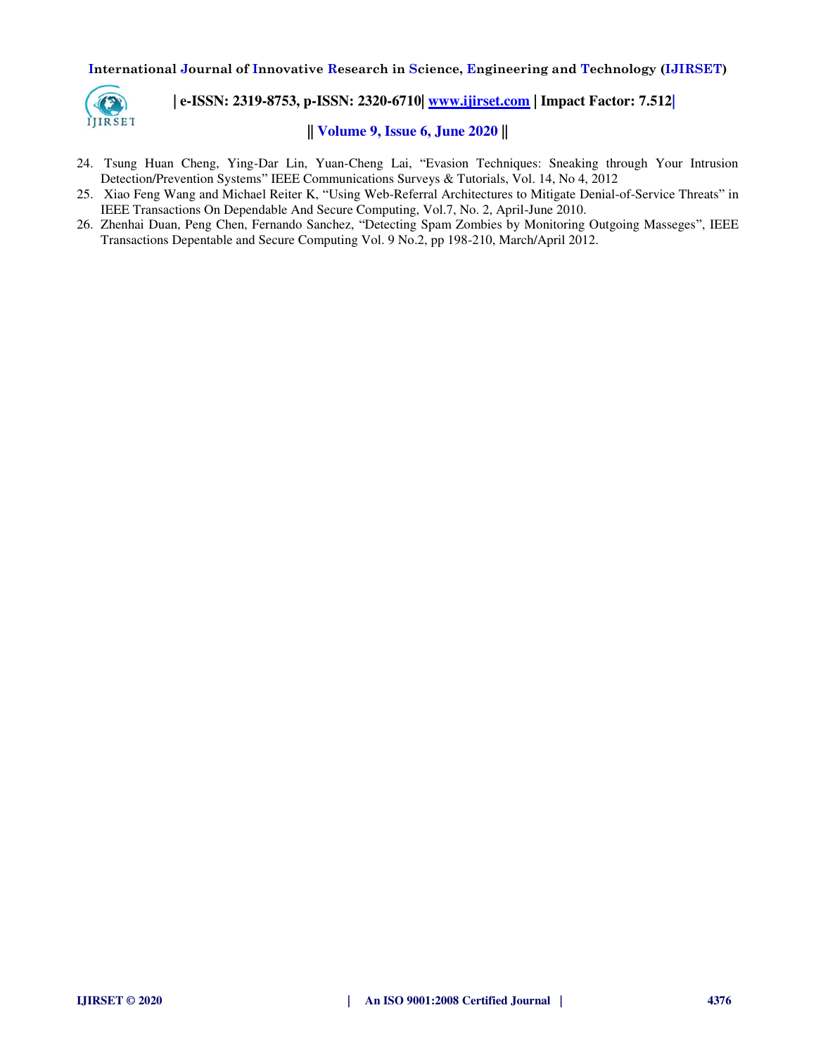24. Tsung Huan Cheng, Ying-Dar Lin, Yuan-Cheng Lai, "Evasion Techniques: Sneaking through Your Intrusion Detection/Prevention Systems" IEEE Communications Surveys & Tutorials, Vol. 14, No 4, 2012
25. Xiao Feng Wang and Michael Reiter K, "Using Web-Referral Architectures to Mitigate Denial-of-Service Threats" in IEEE Transactions On Dependable And Secure Computing, Vol.7, No. 2, April-June 2010.
26. Zhenhai Duan, Peng Chen, Fernando Sanchez, "Detecting Spam Zombies by Monitoring Outgoing Masseges", IEEE Transactions Depentable and Secure Computing Vol. 9 No.2, pp 198-210, March/April 2012.